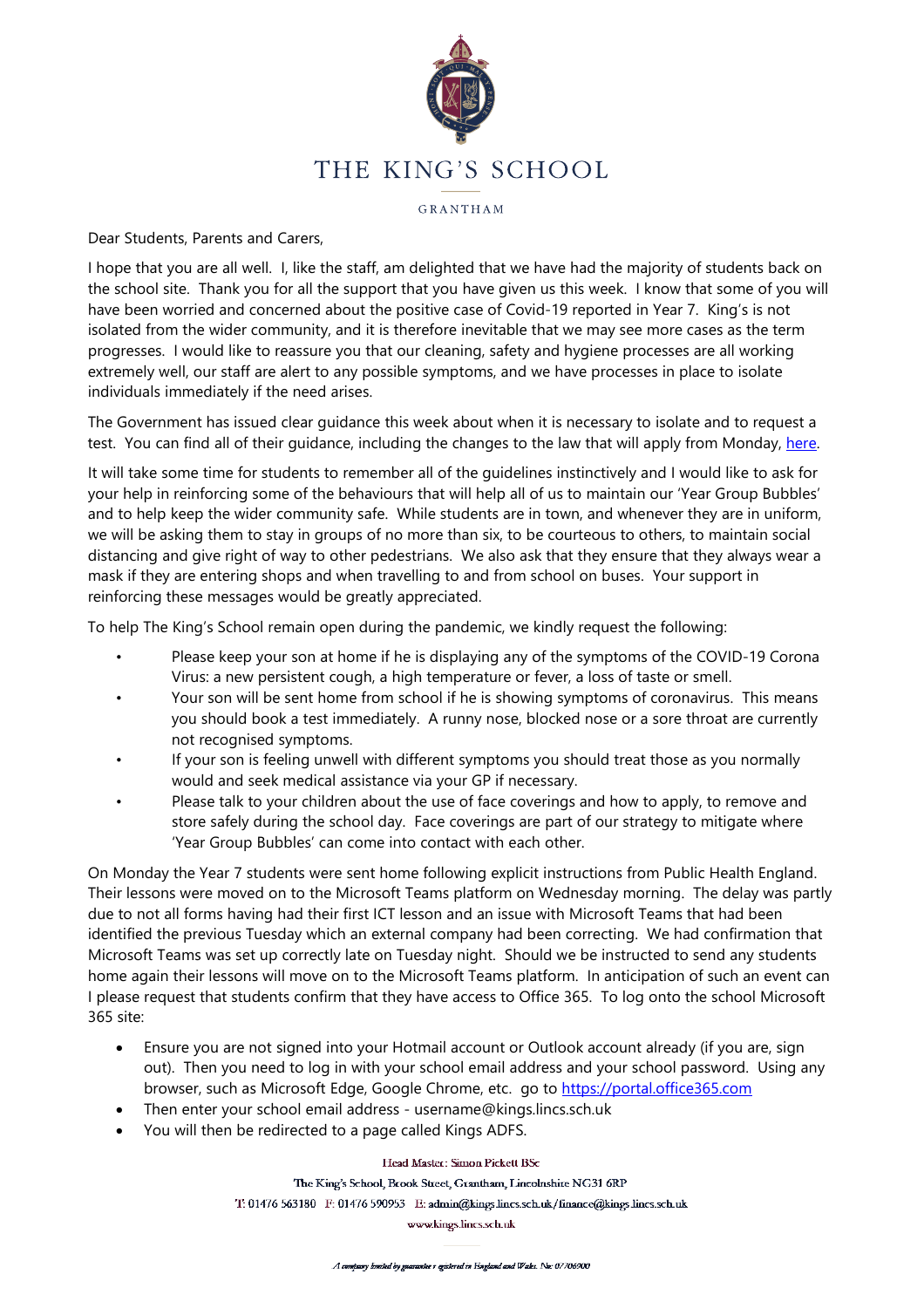# THE KING'S SCHOOL

GRANTHAM

Dear Students, Parents and Carers,

I hope that you are all well. I, like the staff, am delighted that we have had the majority of students back on the school site. Thank you for all the support that you have given us this week. I know that some of you will have been worried and concerned about the positive case of Covid-19 reported in Year 7. King's is not isolated from the wider community, and it is therefore inevitable that we may see more cases as the term progresses. I would like to reassure you that our cleaning, safety and hygiene processes are all working extremely well, our staff are alert to any possible symptoms, and we have processes in place to isolate individuals immediately if the need arises.

The Government has issued clear guidance this week about when it is necessary to isolate and to request a test. You can find all of their guidance, including the changes to the law that will apply from Monday, here.

It will take some time for students to remember all of the guidelines instinctively and I would like to ask for your help in reinforcing some of the behaviours that will help all of us to maintain our 'Year Group Bubbles' and to help keep the wider community safe. While students are in town, and whenever they are in uniform, we will be asking them to stay in groups of no more than six, to be courteous to others, to maintain social distancing and give right of way to other pedestrians. We also ask that they ensure that they always wear a mask if they are entering shops and when travelling to and from school on buses. Your support in reinforcing these messages would be greatly appreciated.

To help The King's School remain open during the pandemic, we kindly request the following:

- Please keep your son at home if he is displaying any of the symptoms of the COVID-19 Corona Virus: a new persistent cough, a high temperature or fever, a loss of taste or smell.
- Your son will be sent home from school if he is showing symptoms of coronavirus. This means you should book a test immediately. A runny nose, blocked nose or a sore throat are currently not recognised symptoms.
- If your son is feeling unwell with different symptoms you should treat those as you normally would and seek medical assistance via your GP if necessary.
- Please talk to your children about the use of face coverings and how to apply, to remove and store safely during the school day. Face coverings are part of our strategy to mitigate where 'Year Group Bubbles' can come into contact with each other.

On Monday the Year 7 students were sent home following explicit instructions from Public Health England. Their lessons were moved on to the Microsoft Teams platform on Wednesday morning. The delay was partly due to not all forms having had their first ICT lesson and an issue with Microsoft Teams that had been identified the previous Tuesday which an external company had been correcting. We had confirmation that Microsoft Teams was set up correctly late on Tuesday night. Should we be instructed to send any students home again their lessons will move on to the Microsoft Teams platform. In anticipation of such an event can I please request that students confirm that they have access to Office 365. To log onto the school Microsoft 365 site:

- Ensure you are not signed into your Hotmail account or Outlook account already (if you are, sign out). Then you need to log in with your school email address and your school password. Using any browser, such as Microsoft Edge, Google Chrome, etc. go to https://portal.office365.com
- Then enter your school email address - username@kings.lincs.sch.uk
- You will then be redirected to a page called Kings ADFS.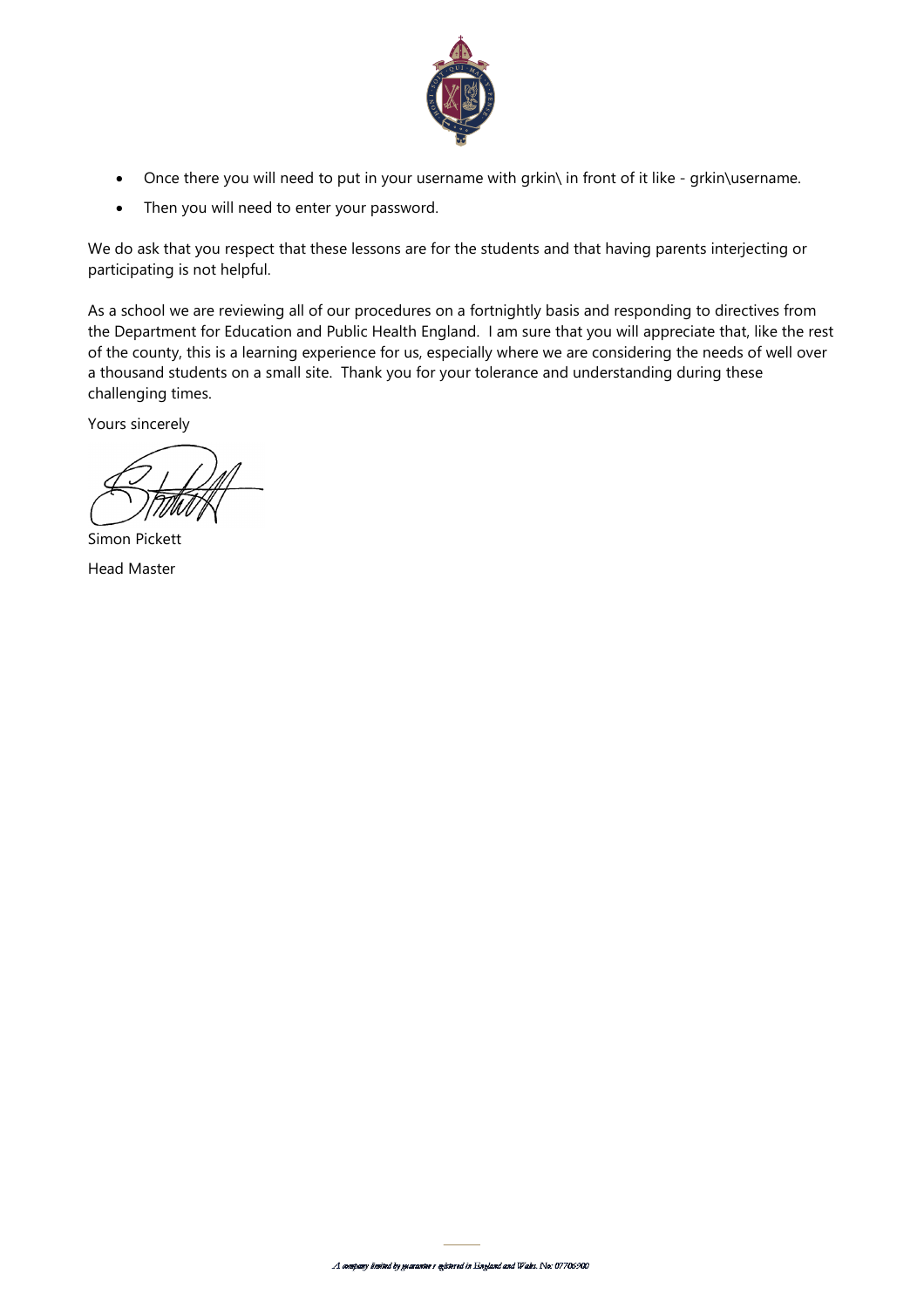- Once there you will need to put in your username with grkin\ in front of it like - grkin\username.
- Then you will need to enter your password.

We do ask that you respect that these lessons are for the students and that having parents interjecting or participating is not helpful.

As a school we are reviewing all of our procedures on a fortnightly basis and responding to directives from the Department for Education and Public Health England. I am sure that you will appreciate that, like the rest of the county, this is a learning experience for us, especially where we are considering the needs of well over a thousand students on a small site. Thank you for your tolerance and understanding during these challenging times.

Yours sincerely

Simon Pickett

Head Master

*A company limited by guarantee registered in England and Wales. No: 07706900*